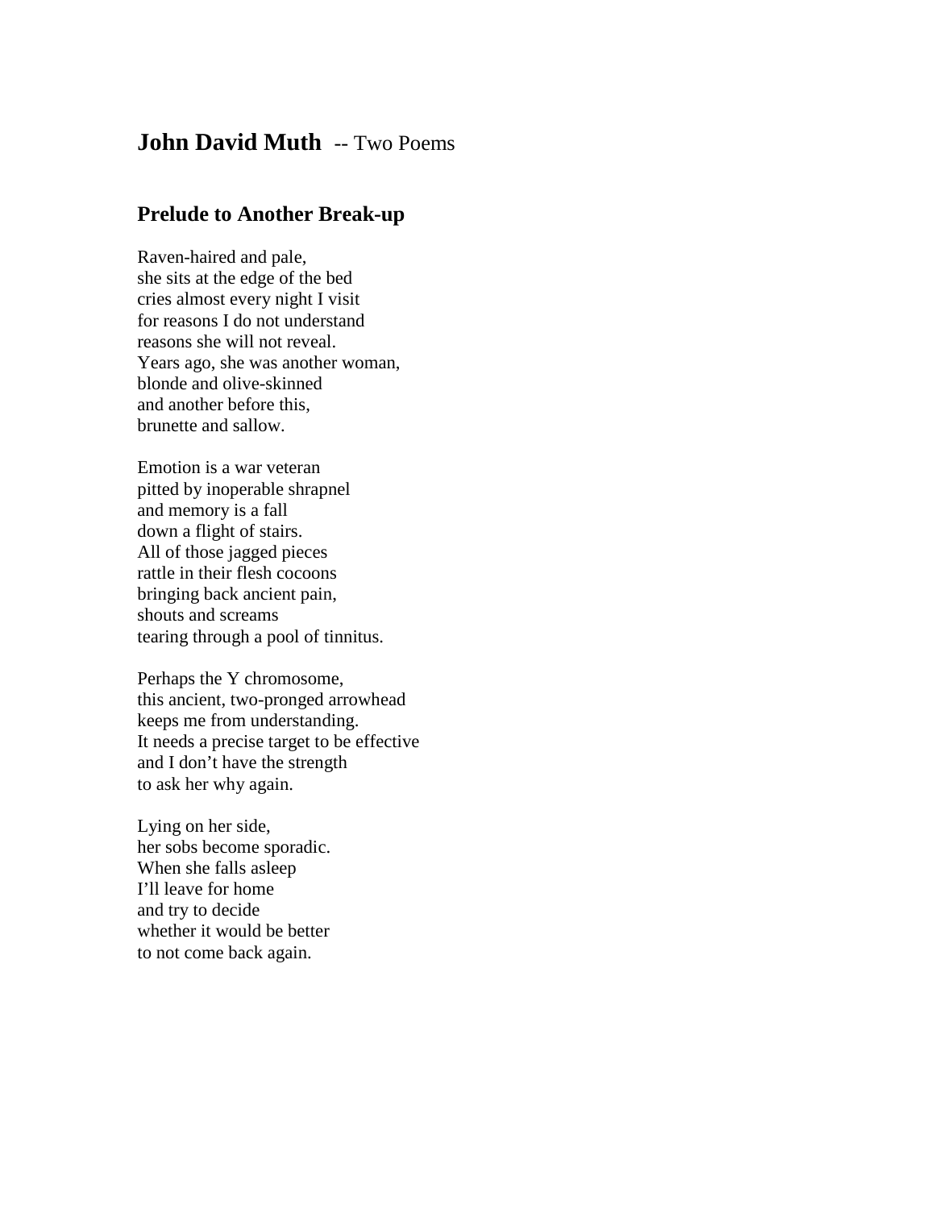# **John David Muth** -- Two Poems

## Prelude to Another Break-up

Raven-haired and pale,  
she sits at the edge of the bed  
cries almost every night I visit  
for reasons I do not understand  
reasons she will not reveal.  
Years ago, she was another woman,  
blonde and olive-skinned  
and another before this,  
brunette and sallow.

Emotion is a war veteran  
pitted by inoperable shrapnel  
and memory is a fall  
down a flight of stairs.  
All of those jagged pieces  
rattle in their flesh cocoons  
bringing back ancient pain,  
shouts and screams  
tearing through a pool of tinnitus.

Perhaps the Y chromosome,  
this ancient, two-pronged arrowhead  
keeps me from understanding.  
It needs a precise target to be effective  
and I don't have the strength  
to ask her why again.

Lying on her side,  
her sobs become sporadic.  
When she falls asleep  
I'll leave for home  
and try to decide  
whether it would be better  
to not come back again.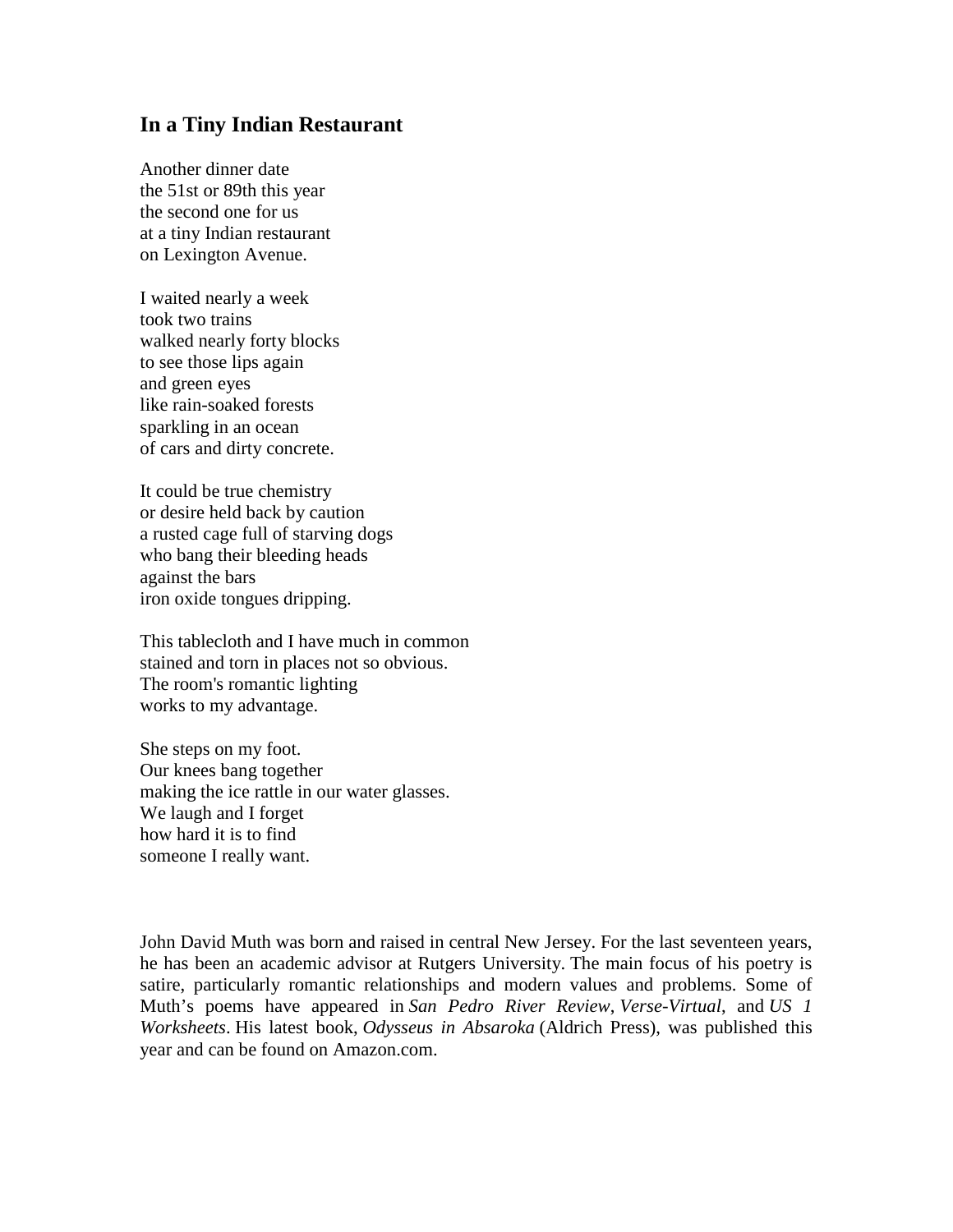## In a Tiny Indian Restaurant

Another dinner date  
the 51st or 89th this year  
the second one for us  
at a tiny Indian restaurant  
on Lexington Avenue.

I waited nearly a week  
took two trains  
walked nearly forty blocks  
to see those lips again  
and green eyes  
like rain-soaked forests  
sparkling in an ocean  
of cars and dirty concrete.

It could be true chemistry  
or desire held back by caution  
a rusted cage full of starving dogs  
who bang their bleeding heads  
against the bars  
iron oxide tongues dripping.

This tablecloth and I have much in common  
stained and torn in places not so obvious.  
The room's romantic lighting  
works to my advantage.

She steps on my foot.  
Our knees bang together  
making the ice rattle in our water glasses.  
We laugh and I forget  
how hard it is to find  
someone I really want.

John David Muth was born and raised in central New Jersey. For the last seventeen years, he has been an academic advisor at Rutgers University. The main focus of his poetry is satire, particularly romantic relationships and modern values and problems. Some of Muth's poems have appeared in *San Pedro River Review*, *Verse-Virtual*, and *US 1 Worksheets*. His latest book, *Odysseus in Absaroka* (Aldrich Press), was published this year and can be found on Amazon.com.